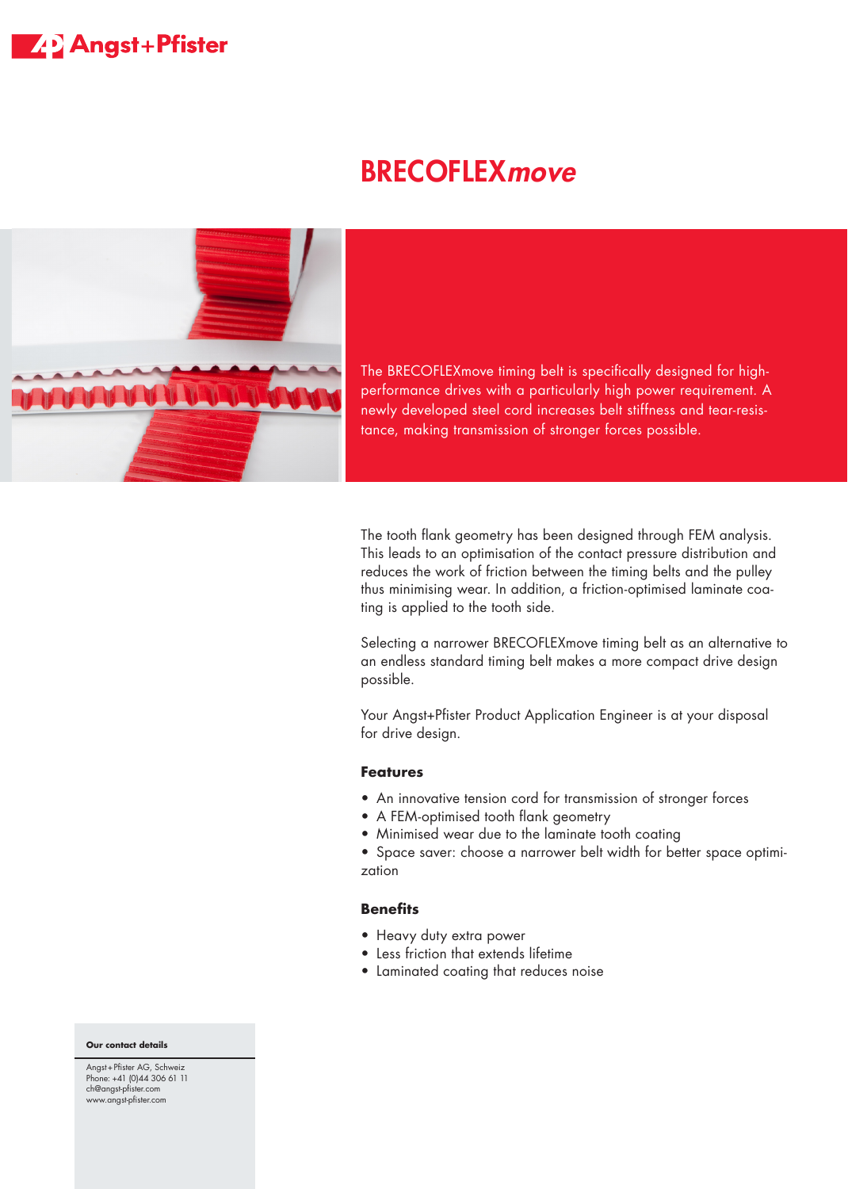# BRECOFLEX*move*

The BRECOFLEXmove timing belt is specifically designed for high-performance drives with a particularly high power requirement. A newly developed steel cord increases belt stiffness and tear-resistance, making transmission of stronger forces possible.

The tooth flank geometry has been designed through FEM analysis. This leads to an optimisation of the contact pressure distribution and reduces the work of friction between the timing belts and the pulley thus minimising wear. In addition, a friction-optimised laminate coating is applied to the tooth side.

Selecting a narrower BRECOFLEXmove timing belt as an alternative to an endless standard timing belt makes a more compact drive design possible.

Your Angst+Pfister Product Application Engineer is at your disposal for drive design.

### Features

- An innovative tension cord for transmission of stronger forces
- A FEM-optimised tooth flank geometry
- Minimised wear due to the laminate tooth coating
- Space saver: choose a narrower belt width for better space optimization

### Benefits

- Heavy duty extra power
- Less friction that extends lifetime
- Laminated coating that reduces noise

**Our contact details**

Angst+Pfister AG, Schweiz
Phone: +41 (0)44 306 61 11
ch@angst-pfister.com
www.angst-pfister.com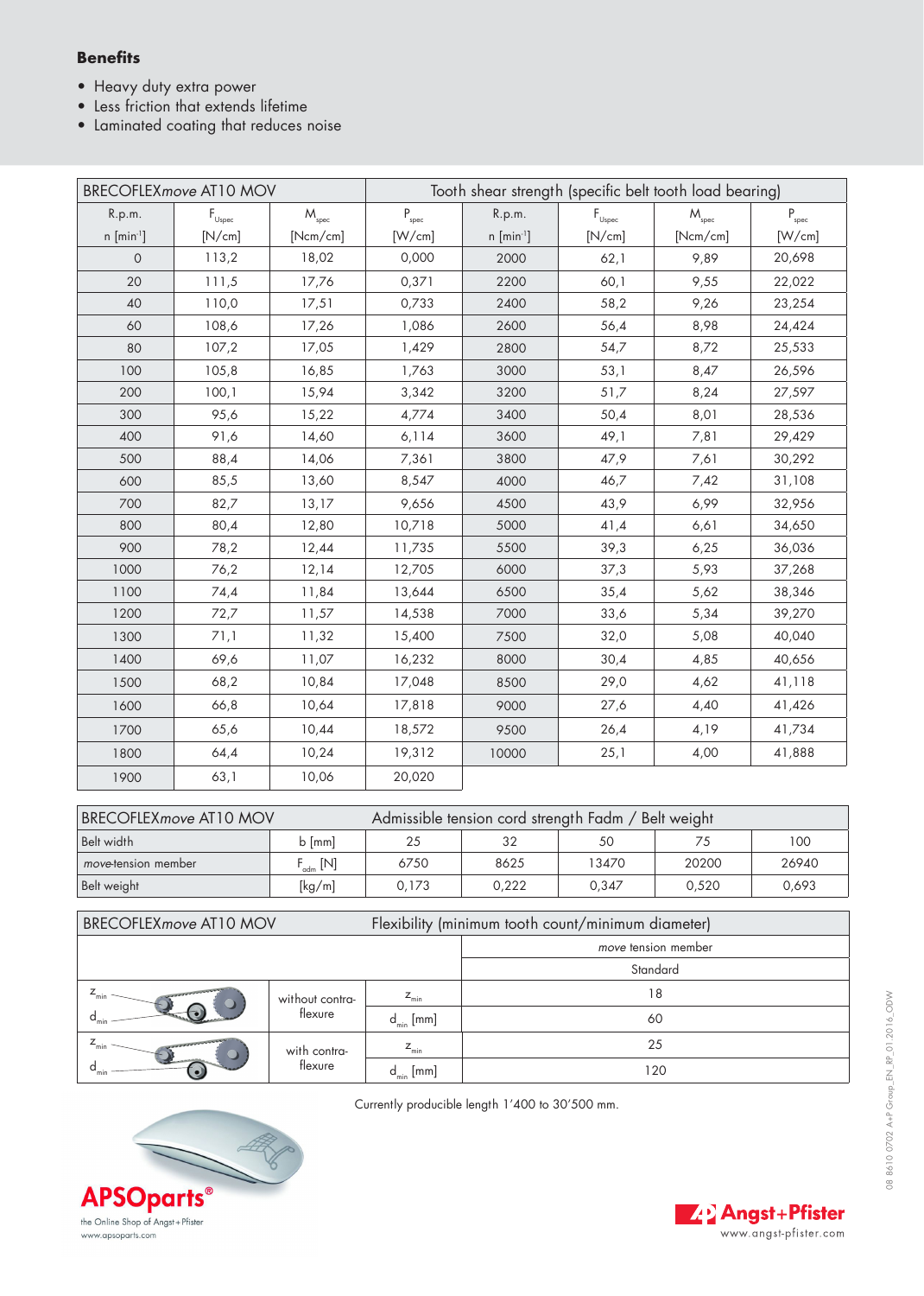## Benefits

- Heavy duty extra power
- Less friction that extends lifetime
- Laminated coating that reduces noise

| BRECOFLEX*move* AT10 MOV | | | | Tooth shear strength (specific belt tooth load bearing) | | | |
|---|---|---|---|---|---|---|---|
| R.p.m. n [min⁻¹] | $F_{Uspec}$ [N/cm] | $M_{spec}$ [Ncm/cm] | $P_{spec}$ [W/cm] | R.p.m. n [min⁻¹] | $F_{Uspec}$ [N/cm] | $M_{spec}$ [Ncm/cm] | $P_{spec}$ [W/cm] |
| 0 | 113,2 | 18,02 | 0,000 | 2000 | 62,1 | 9,89 | 20,698 |
| 20 | 111,5 | 17,76 | 0,371 | 2200 | 60,1 | 9,55 | 22,022 |
| 40 | 110,0 | 17,51 | 0,733 | 2400 | 58,2 | 9,26 | 23,254 |
| 60 | 108,6 | 17,26 | 1,086 | 2600 | 56,4 | 8,98 | 24,424 |
| 80 | 107,2 | 17,05 | 1,429 | 2800 | 54,7 | 8,72 | 25,533 |
| 100 | 105,8 | 16,85 | 1,763 | 3000 | 53,1 | 8,47 | 26,596 |
| 200 | 100,1 | 15,94 | 3,342 | 3200 | 51,7 | 8,24 | 27,597 |
| 300 | 95,6 | 15,22 | 4,774 | 3400 | 50,4 | 8,01 | 28,536 |
| 400 | 91,6 | 14,60 | 6,114 | 3600 | 49,1 | 7,81 | 29,429 |
| 500 | 88,4 | 14,06 | 7,361 | 3800 | 47,9 | 7,61 | 30,292 |
| 600 | 85,5 | 13,60 | 8,547 | 4000 | 46,7 | 7,42 | 31,108 |
| 700 | 82,7 | 13,17 | 9,656 | 4500 | 43,9 | 6,99 | 32,956 |
| 800 | 80,4 | 12,80 | 10,718 | 5000 | 41,4 | 6,61 | 34,650 |
| 900 | 78,2 | 12,44 | 11,735 | 5500 | 39,3 | 6,25 | 36,036 |
| 1000 | 76,2 | 12,14 | 12,705 | 6000 | 37,3 | 5,93 | 37,268 |
| 1100 | 74,4 | 11,84 | 13,644 | 6500 | 35,4 | 5,62 | 38,346 |
| 1200 | 72,7 | 11,57 | 14,538 | 7000 | 33,6 | 5,34 | 39,270 |
| 1300 | 71,1 | 11,32 | 15,400 | 7500 | 32,0 | 5,08 | 40,040 |
| 1400 | 69,6 | 11,07 | 16,232 | 8000 | 30,4 | 4,85 | 40,656 |
| 1500 | 68,2 | 10,84 | 17,048 | 8500 | 29,0 | 4,62 | 41,118 |
| 1600 | 66,8 | 10,64 | 17,818 | 9000 | 27,6 | 4,40 | 41,426 |
| 1700 | 65,6 | 10,44 | 18,572 | 9500 | 26,4 | 4,19 | 41,734 |
| 1800 | 64,4 | 10,24 | 19,312 | 10000 | 25,1 | 4,00 | 41,888 |
| 1900 | 63,1 | 10,06 | 20,020 | | | | |

| BRECOFLEX*move* AT10 MOV | Admissible tension cord strength Fadm / Belt weight | | | | | |
|---|---|---|---|---|---|---|
| Belt width | b [mm] | 25 | 32 | 50 | 75 | 100 |
| *move*-tension member | $F_{adm}$ [N] | 6750 | 8625 | 13470 | 20200 | 26940 |
| Belt weight | [kg/m] | 0,173 | 0,222 | 0,347 | 0,520 | 0,693 |

| BRECOFLEX*move* AT10 MOV | Flexibility (minimum tooth count/minimum diameter) | | |
|---|---|---|---|
| | | | *move* tension member |
| | | | Standard |
| $z_{min}$ / $d_{min}$ | without contra-flexure | $z_{min}$ | 18 |
| | | $d_{min}$ [mm] | 60 |
| $z_{min}$ / $d_{min}$ | with contra-flexure | $z_{min}$ | 25 |
| | | $d_{min}$ [mm] | 120 |

Currently producible length 1'400 to 30'500 mm.

APSOparts®
the Online Shop of Angst+Pfister
www.apsoparts.com

Angst+Pfister
www.angst-pfister.com

08 8610 0702 A+P Group_EN_RP_01.2016_ODW